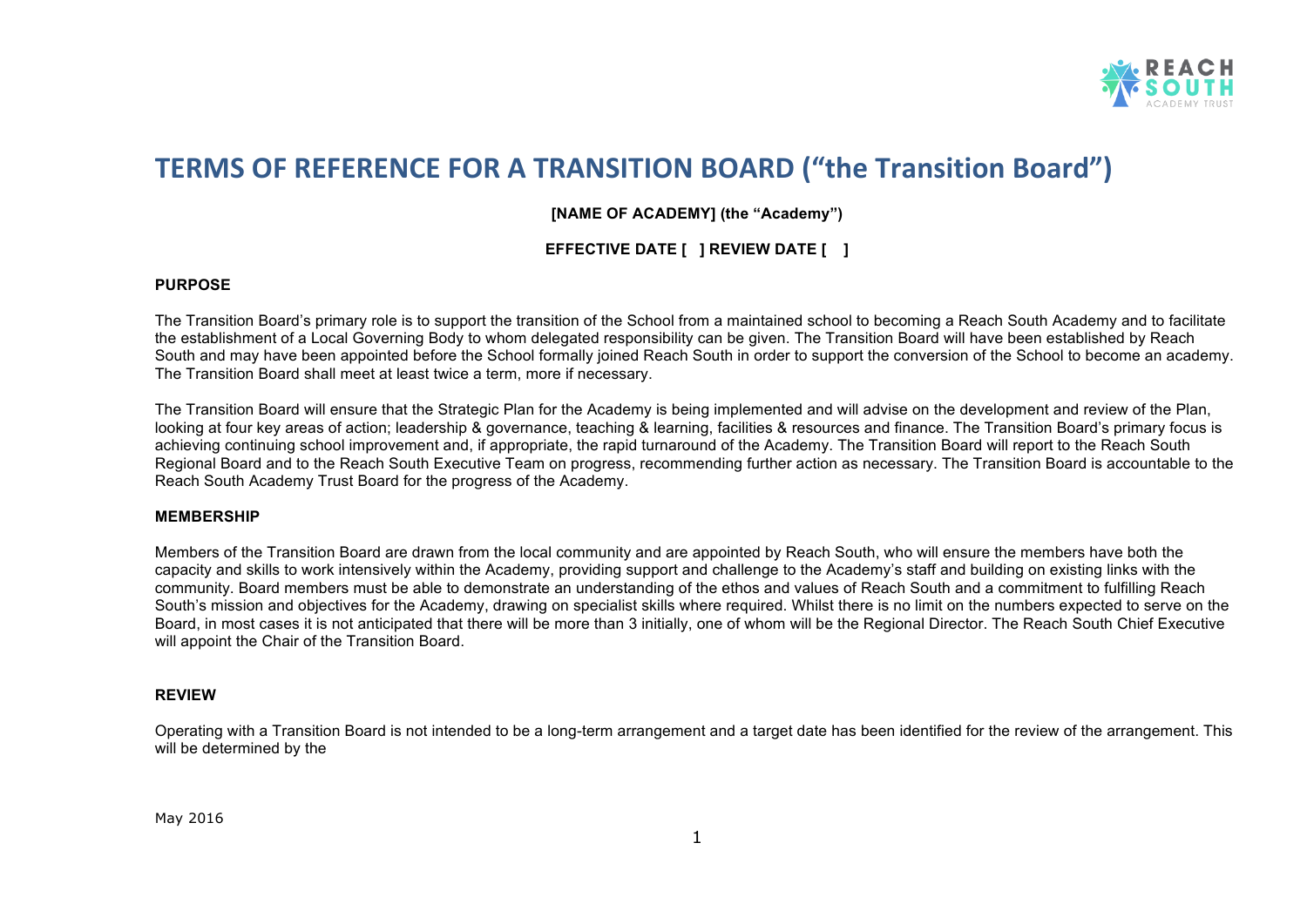# TERMS OF REFERENCE FOR A TRANSITION BOARD (“the Transition Board”)

**[NAME OF ACADEMY] (the “Academy”)**

**EFFECTIVE DATE [ ] REVIEW DATE [ ]**

## PURPOSE

The Transition Board’s primary role is to support the transition of the School from a maintained school to becoming a Reach South Academy and to facilitate the establishment of a Local Governing Body to whom delegated responsibility can be given. The Transition Board will have been established by Reach South and may have been appointed before the School formally joined Reach South in order to support the conversion of the School to become an academy. The Transition Board shall meet at least twice a term, more if necessary.

The Transition Board will ensure that the Strategic Plan for the Academy is being implemented and will advise on the development and review of the Plan, looking at four key areas of action; leadership & governance, teaching & learning, facilities & resources and finance. The Transition Board’s primary focus is achieving continuing school improvement and, if appropriate, the rapid turnaround of the Academy. The Transition Board will report to the Reach South Regional Board and to the Reach South Executive Team on progress, recommending further action as necessary. The Transition Board is accountable to the Reach South Academy Trust Board for the progress of the Academy.

## MEMBERSHIP

Members of the Transition Board are drawn from the local community and are appointed by Reach South, who will ensure the members have both the capacity and skills to work intensively within the Academy, providing support and challenge to the Academy’s staff and building on existing links with the community. Board members must be able to demonstrate an understanding of the ethos and values of Reach South and a commitment to fulfilling Reach South’s mission and objectives for the Academy, drawing on specialist skills where required. Whilst there is no limit on the numbers expected to serve on the Board, in most cases it is not anticipated that there will be more than 3 initially, one of whom will be the Regional Director. The Reach South Chief Executive will appoint the Chair of the Transition Board.

## REVIEW

Operating with a Transition Board is not intended to be a long-term arrangement and a target date has been identified for the review of the arrangement. This will be determined by the

May 2016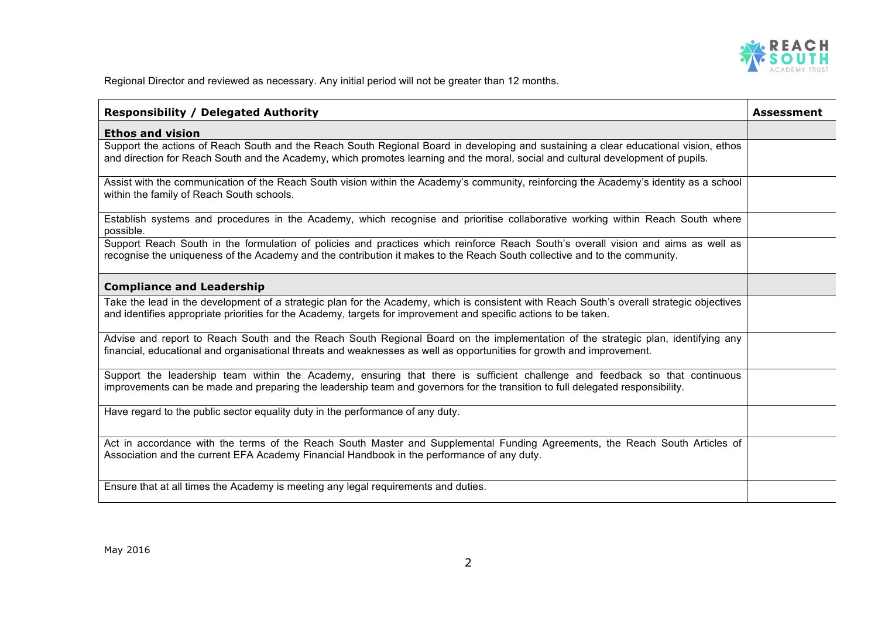Regional Director and reviewed as necessary. Any initial period will not be greater than 12 months.

| Responsibility / Delegated Authority | Assessment |
| --- | --- |
| **Ethos and vision** | |
| Support the actions of Reach South and the Reach South Regional Board in developing and sustaining a clear educational vision, ethos and direction for Reach South and the Academy, which promotes learning and the moral, social and cultural development of pupils. | |
| Assist with the communication of the Reach South vision within the Academy's community, reinforcing the Academy's identity as a school within the family of Reach South schools. | |
| Establish systems and procedures in the Academy, which recognise and prioritise collaborative working within Reach South where possible. | |
| Support Reach South in the formulation of policies and practices which reinforce Reach South's overall vision and aims as well as recognise the uniqueness of the Academy and the contribution it makes to the Reach South collective and to the community. | |
| **Compliance and Leadership** | |
| Take the lead in the development of a strategic plan for the Academy, which is consistent with Reach South's overall strategic objectives and identifies appropriate priorities for the Academy, targets for improvement and specific actions to be taken. | |
| Advise and report to Reach South and the Reach South Regional Board on the implementation of the strategic plan, identifying any financial, educational and organisational threats and weaknesses as well as opportunities for growth and improvement. | |
| Support the leadership team within the Academy, ensuring that there is sufficient challenge and feedback so that continuous improvements can be made and preparing the leadership team and governors for the transition to full delegated responsibility. | |
| Have regard to the public sector equality duty in the performance of any duty. | |
| Act in accordance with the terms of the Reach South Master and Supplemental Funding Agreements, the Reach South Articles of Association and the current EFA Academy Financial Handbook in the performance of any duty. | |
| Ensure that at all times the Academy is meeting any legal requirements and duties. | |

May 2016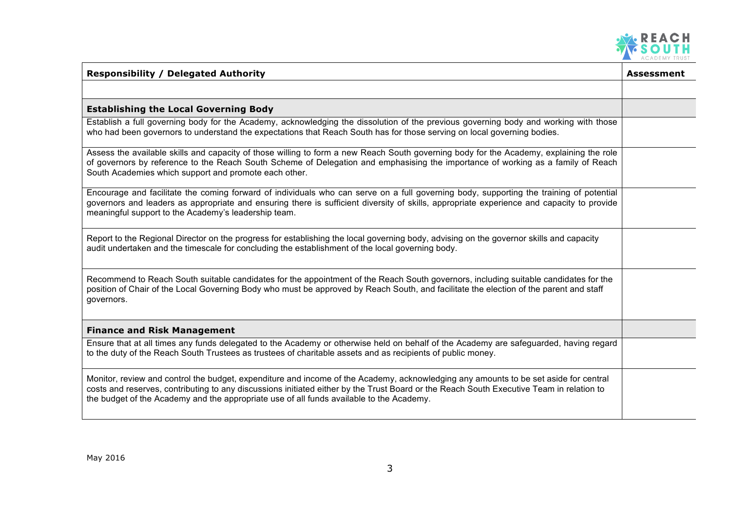| Responsibility / Delegated Authority | Assessment |
| --- | --- |
| | |
| **Establishing the Local Governing Body** | |
| Establish a full governing body for the Academy, acknowledging the dissolution of the previous governing body and working with those who had been governors to understand the expectations that Reach South has for those serving on local governing bodies. | |
| Assess the available skills and capacity of those willing to form a new Reach South governing body for the Academy, explaining the role of governors by reference to the Reach South Scheme of Delegation and emphasising the importance of working as a family of Reach South Academies which support and promote each other. | |
| Encourage and facilitate the coming forward of individuals who can serve on a full governing body, supporting the training of potential governors and leaders as appropriate and ensuring there is sufficient diversity of skills, appropriate experience and capacity to provide meaningful support to the Academy's leadership team. | |
| Report to the Regional Director on the progress for establishing the local governing body, advising on the governor skills and capacity audit undertaken and the timescale for concluding the establishment of the local governing body. | |
| Recommend to Reach South suitable candidates for the appointment of the Reach South governors, including suitable candidates for the position of Chair of the Local Governing Body who must be approved by Reach South, and facilitate the election of the parent and staff governors. | |
| **Finance and Risk Management** | |
| Ensure that at all times any funds delegated to the Academy or otherwise held on behalf of the Academy are safeguarded, having regard to the duty of the Reach South Trustees as trustees of charitable assets and as recipients of public money. | |
| Monitor, review and control the budget, expenditure and income of the Academy, acknowledging any amounts to be set aside for central costs and reserves, contributing to any discussions initiated either by the Trust Board or the Reach South Executive Team in relation to the budget of the Academy and the appropriate use of all funds available to the Academy. | |

May 2016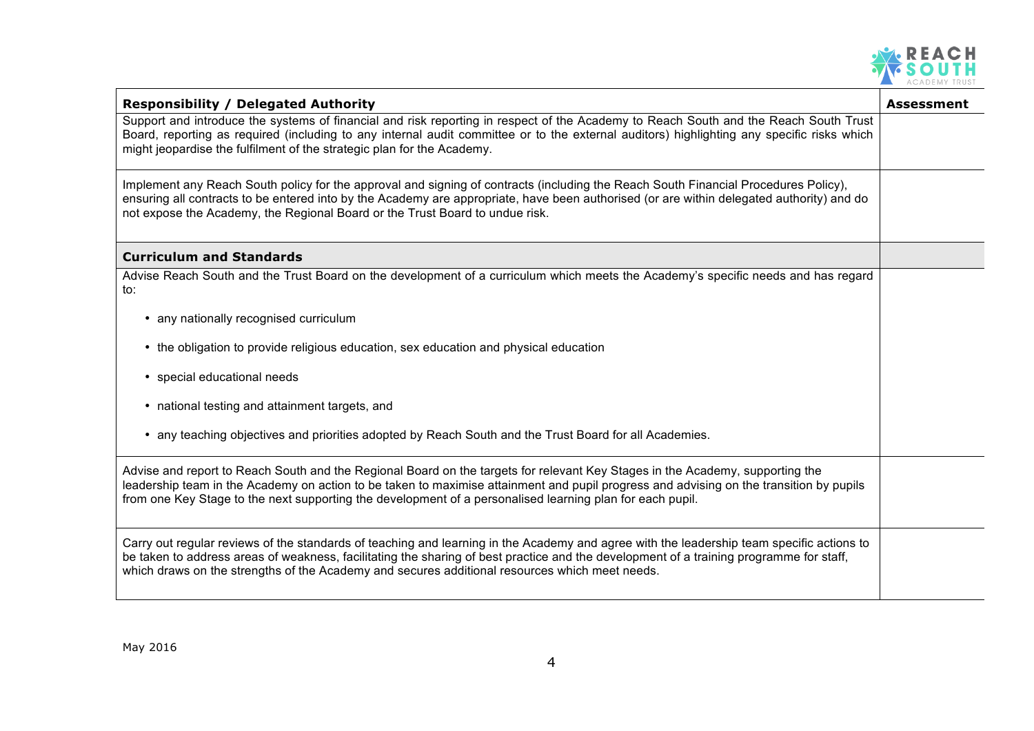| Responsibility / Delegated Authority | Assessment |
| --- | --- |
| Support and introduce the systems of financial and risk reporting in respect of the Academy to Reach South and the Reach South Trust Board, reporting as required (including to any internal audit committee or to the external auditors) highlighting any specific risks which might jeopardise the fulfilment of the strategic plan for the Academy. | |
| Implement any Reach South policy for the approval and signing of contracts (including the Reach South Financial Procedures Policy), ensuring all contracts to be entered into by the Academy are appropriate, have been authorised (or are within delegated authority) and do not expose the Academy, the Regional Board or the Trust Board to undue risk. | |
| **Curriculum and Standards** | |
| Advise Reach South and the Trust Board on the development of a curriculum which meets the Academy's specific needs and has regard to:<br>• any nationally recognised curriculum<br>• the obligation to provide religious education, sex education and physical education<br>• special educational needs<br>• national testing and attainment targets, and<br>• any teaching objectives and priorities adopted by Reach South and the Trust Board for all Academies. | |
| Advise and report to Reach South and the Regional Board on the targets for relevant Key Stages in the Academy, supporting the leadership team in the Academy on action to be taken to maximise attainment and pupil progress and advising on the transition by pupils from one Key Stage to the next supporting the development of a personalised learning plan for each pupil. | |
| Carry out regular reviews of the standards of teaching and learning in the Academy and agree with the leadership team specific actions to be taken to address areas of weakness, facilitating the sharing of best practice and the development of a training programme for staff, which draws on the strengths of the Academy and secures additional resources which meet needs. | |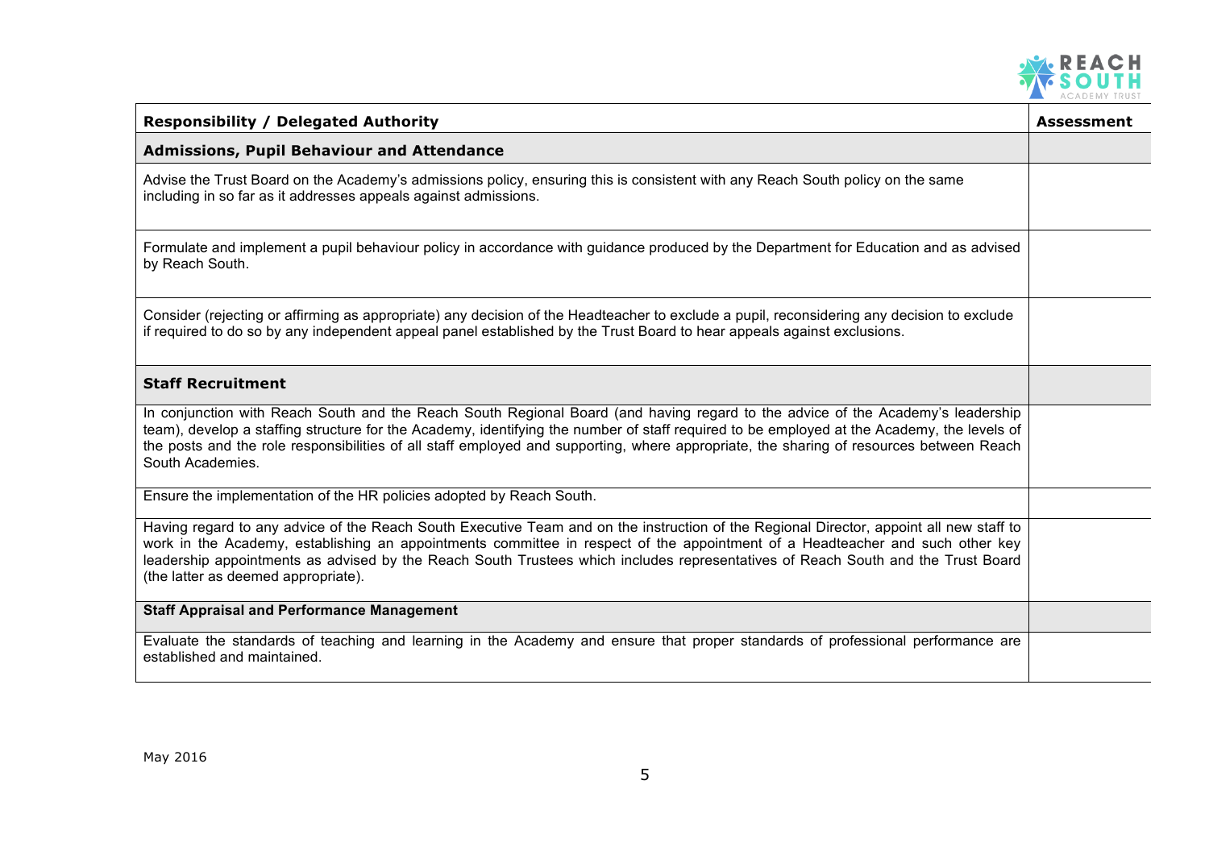| **Responsibility / Delegated Authority** | **Assessment** |
|---|---|
| **Admissions, Pupil Behaviour and Attendance** | |
| Advise the Trust Board on the Academy's admissions policy, ensuring this is consistent with any Reach South policy on the same including in so far as it addresses appeals against admissions. | |
| Formulate and implement a pupil behaviour policy in accordance with guidance produced by the Department for Education and as advised by Reach South. | |
| Consider (rejecting or affirming as appropriate) any decision of the Headteacher to exclude a pupil, reconsidering any decision to exclude if required to do so by any independent appeal panel established by the Trust Board to hear appeals against exclusions. | |
| **Staff Recruitment** | |
| In conjunction with Reach South and the Reach South Regional Board (and having regard to the advice of the Academy's leadership team), develop a staffing structure for the Academy, identifying the number of staff required to be employed at the Academy, the levels of the posts and the role responsibilities of all staff employed and supporting, where appropriate, the sharing of resources between Reach South Academies. | |
| Ensure the implementation of the HR policies adopted by Reach South. | |
| Having regard to any advice of the Reach South Executive Team and on the instruction of the Regional Director, appoint all new staff to work in the Academy, establishing an appointments committee in respect of the appointment of a Headteacher and such other key leadership appointments as advised by the Reach South Trustees which includes representatives of Reach South and the Trust Board (the latter as deemed appropriate). | |
| **Staff Appraisal and Performance Management** | |
| Evaluate the standards of teaching and learning in the Academy and ensure that proper standards of professional performance are established and maintained. | |

May 2016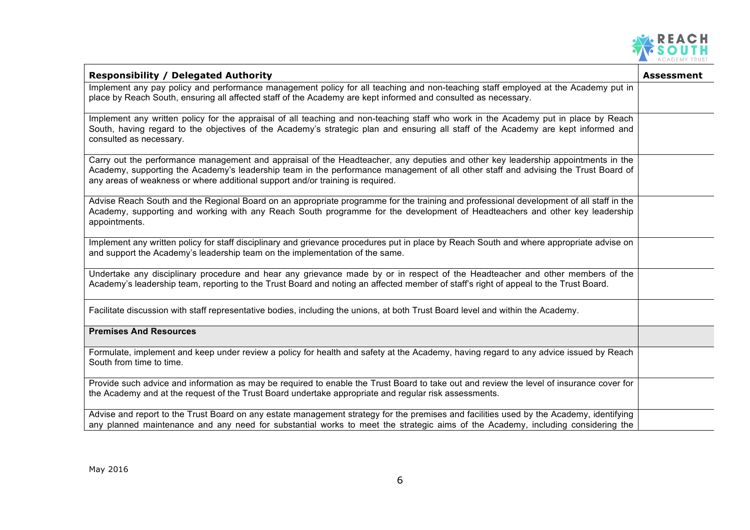| Responsibility / Delegated Authority | Assessment |
| --- | --- |
| Implement any pay policy and performance management policy for all teaching and non-teaching staff employed at the Academy put in place by Reach South, ensuring all affected staff of the Academy are kept informed and consulted as necessary. | |
| Implement any written policy for the appraisal of all teaching and non-teaching staff who work in the Academy put in place by Reach South, having regard to the objectives of the Academy's strategic plan and ensuring all staff of the Academy are kept informed and consulted as necessary. | |
| Carry out the performance management and appraisal of the Headteacher, any deputies and other key leadership appointments in the Academy, supporting the Academy's leadership team in the performance management of all other staff and advising the Trust Board of any areas of weakness or where additional support and/or training is required. | |
| Advise Reach South and the Regional Board on an appropriate programme for the training and professional development of all staff in the Academy, supporting and working with any Reach South programme for the development of Headteachers and other key leadership appointments. | |
| Implement any written policy for staff disciplinary and grievance procedures put in place by Reach South and where appropriate advise on and support the Academy's leadership team on the implementation of the same. | |
| Undertake any disciplinary procedure and hear any grievance made by or in respect of the Headteacher and other members of the Academy's leadership team, reporting to the Trust Board and noting an affected member of staff's right of appeal to the Trust Board. | |
| Facilitate discussion with staff representative bodies, including the unions, at both Trust Board level and within the Academy. | |
| **Premises And Resources** | |
| Formulate, implement and keep under review a policy for health and safety at the Academy, having regard to any advice issued by Reach South from time to time. | |
| Provide such advice and information as may be required to enable the Trust Board to take out and review the level of insurance cover for the Academy and at the request of the Trust Board undertake appropriate and regular risk assessments. | |
| Advise and report to the Trust Board on any estate management strategy for the premises and facilities used by the Academy, identifying any planned maintenance and any need for substantial works to meet the strategic aims of the Academy, including considering the | |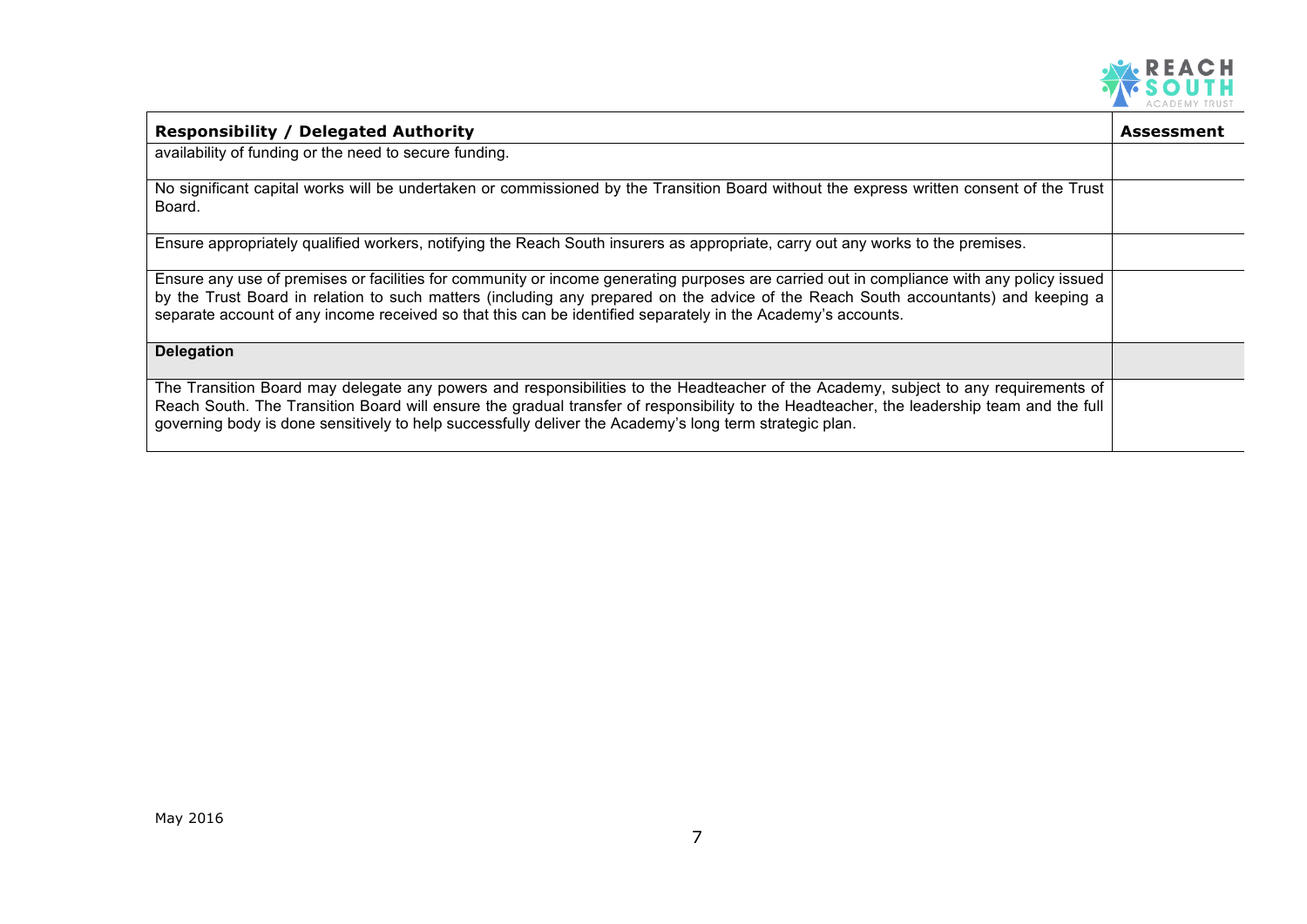| Responsibility / Delegated Authority | Assessment |
| --- | --- |
| availability of funding or the need to secure funding. | |
| No significant capital works will be undertaken or commissioned by the Transition Board without the express written consent of the Trust Board. | |
| Ensure appropriately qualified workers, notifying the Reach South insurers as appropriate, carry out any works to the premises. | |
| Ensure any use of premises or facilities for community or income generating purposes are carried out in compliance with any policy issued by the Trust Board in relation to such matters (including any prepared on the advice of the Reach South accountants) and keeping a separate account of any income received so that this can be identified separately in the Academy's accounts. | |
| **Delegation** | |
| The Transition Board may delegate any powers and responsibilities to the Headteacher of the Academy, subject to any requirements of Reach South. The Transition Board will ensure the gradual transfer of responsibility to the Headteacher, the leadership team and the full governing body is done sensitively to help successfully deliver the Academy's long term strategic plan. | |

May 2016